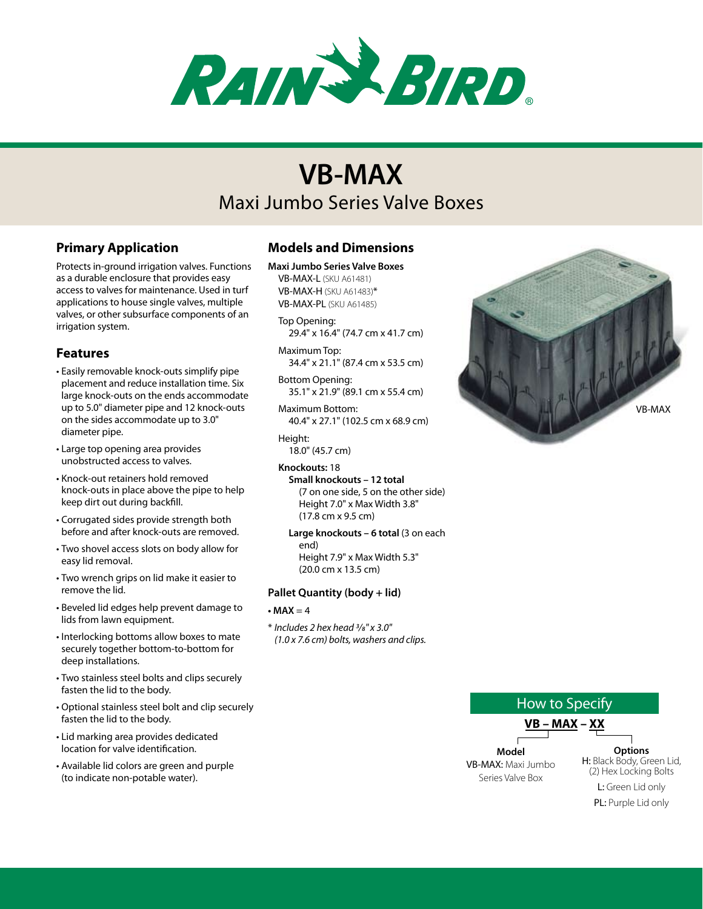# VB-MAX

## Maxi Jumbo Series Valve Boxes

### Primary Application

Protects in-ground irrigation valves. Functions as a durable enclosure that provides easy access to valves for maintenance. Used in turf applications to house single valves, multiple valves, or other subsurface components of an irrigation system.

### Features

- Easily removable knock-outs simplify pipe placement and reduce installation time. Six large knock-outs on the ends accommodate up to 5.0" diameter pipe and 12 knock-outs on the sides accommodate up to 3.0" diameter pipe.
- Large top opening area provides unobstructed access to valves.
- Knock-out retainers hold removed knock-outs in place above the pipe to help keep dirt out during backfill.
- Corrugated sides provide strength both before and after knock-outs are removed.
- Two shovel access slots on body allow for easy lid removal.
- Two wrench grips on lid make it easier to remove the lid.
- Beveled lid edges help prevent damage to lids from lawn equipment.
- Interlocking bottoms allow boxes to mate securely together bottom-to-bottom for deep installations.
- Two stainless steel bolts and clips securely fasten the lid to the body.
- Optional stainless steel bolt and clip securely fasten the lid to the body.
- Lid marking area provides dedicated location for valve identification.
- Available lid colors are green and purple (to indicate non-potable water).

### Models and Dimensions

**Maxi Jumbo Series Valve Boxes**

VB-MAX-L (SKU A61481)
VB-MAX-H (SKU A61483)*
VB-MAX-PL (SKU A61485)

Top Opening:
29.4" x 16.4" (74.7 cm x 41.7 cm)

Maximum Top:
34.4" x 21.1" (87.4 cm x 53.5 cm)

Bottom Opening:
35.1" x 21.9" (89.1 cm x 55.4 cm)

Maximum Bottom:
40.4" x 27.1" (102.5 cm x 68.9 cm)

Height:
18.0" (45.7 cm)

**Knockouts:** 18

**Small knockouts – 12 total**
(7 on one side, 5 on the other side)
Height 7.0" x Max Width 3.8"
(17.8 cm x 9.5 cm)

**Large knockouts – 6 total** (3 on each end)
Height 7.9" x Max Width 5.3"
(20.0 cm x 13.5 cm)

### Pallet Quantity (body + lid)

- **MAX** = 4

\* *Includes 2 hex head ⅜" x 3.0" (1.0 x 7.6 cm) bolts, washers and clips.*

VB-MAX

### How to Specify

**VB – MAX – XX**

**Model**
VB-MAX: Maxi Jumbo Series Valve Box

**Options**
H: Black Body, Green Lid, (2) Hex Locking Bolts
L: Green Lid only
PL: Purple Lid only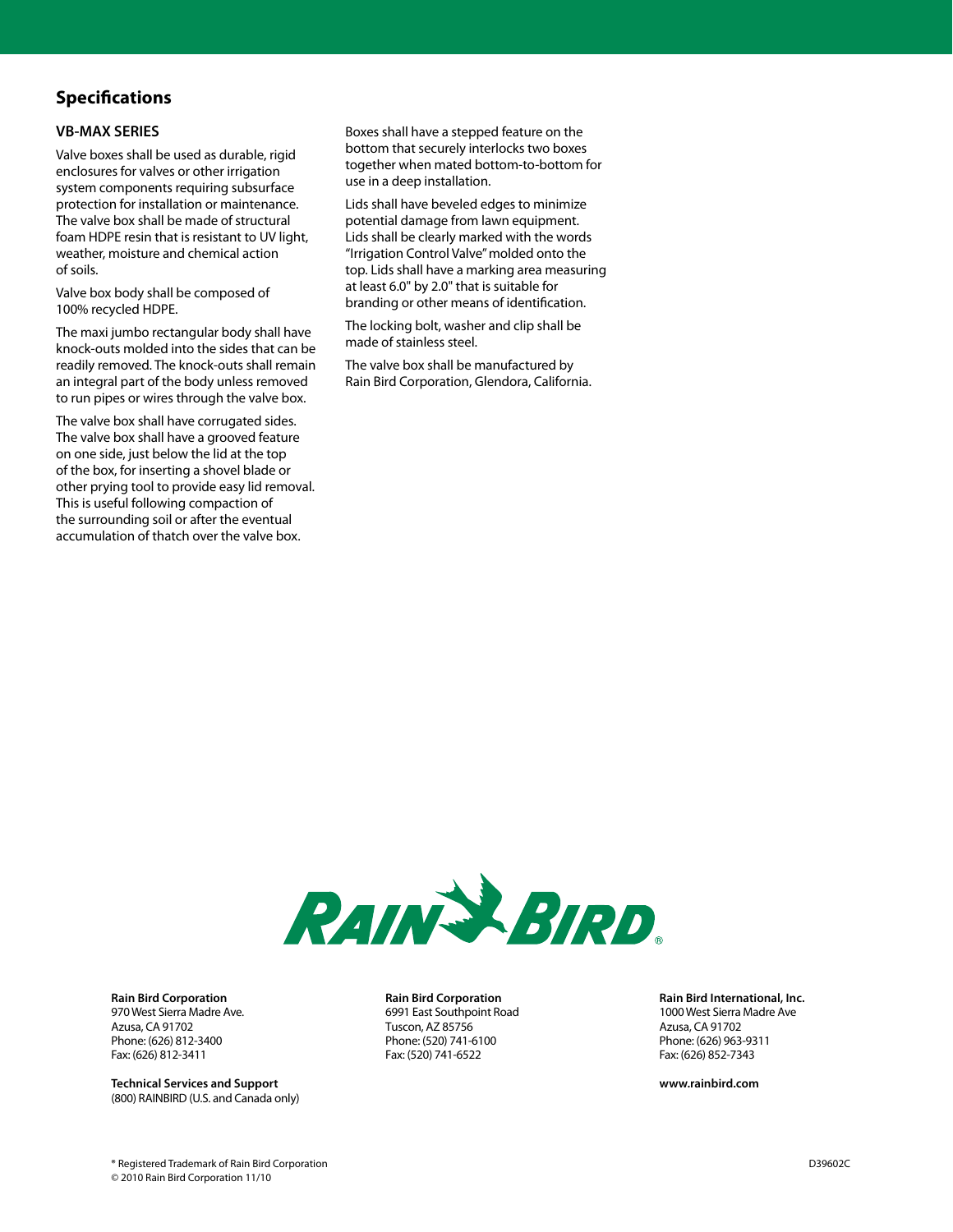## Specifications

### VB-MAX SERIES

Valve boxes shall be used as durable, rigid enclosures for valves or other irrigation system components requiring subsurface protection for installation or maintenance. The valve box shall be made of structural foam HDPE resin that is resistant to UV light, weather, moisture and chemical action of soils.

Valve box body shall be composed of 100% recycled HDPE.

The maxi jumbo rectangular body shall have knock-outs molded into the sides that can be readily removed. The knock-outs shall remain an integral part of the body unless removed to run pipes or wires through the valve box.

The valve box shall have corrugated sides. The valve box shall have a grooved feature on one side, just below the lid at the top of the box, for inserting a shovel blade or other prying tool to provide easy lid removal. This is useful following compaction of the surrounding soil or after the eventual accumulation of thatch over the valve box.

Boxes shall have a stepped feature on the bottom that securely interlocks two boxes together when mated bottom-to-bottom for use in a deep installation.

Lids shall have beveled edges to minimize potential damage from lawn equipment. Lids shall be clearly marked with the words "Irrigation Control Valve" molded onto the top. Lids shall have a marking area measuring at least 6.0" by 2.0" that is suitable for branding or other means of identification.

The locking bolt, washer and clip shall be made of stainless steel.

The valve box shall be manufactured by Rain Bird Corporation, Glendora, California.

RAIN BIRD®

**Rain Bird Corporation**
970 West Sierra Madre Ave.
Azusa, CA 91702
Phone: (626) 812-3400
Fax: (626) 812-3411

**Technical Services and Support**
(800) RAINBIRD (U.S. and Canada only)

**Rain Bird Corporation**
6991 East Southpoint Road
Tuscon, AZ 85756
Phone: (520) 741-6100
Fax: (520) 741-6522

**Rain Bird International, Inc.**
1000 West Sierra Madre Ave
Azusa, CA 91702
Phone: (626) 963-9311
Fax: (626) 852-7343

**www.rainbird.com**

® Registered Trademark of Rain Bird Corporation
© 2010 Rain Bird Corporation 11/10

D39602C